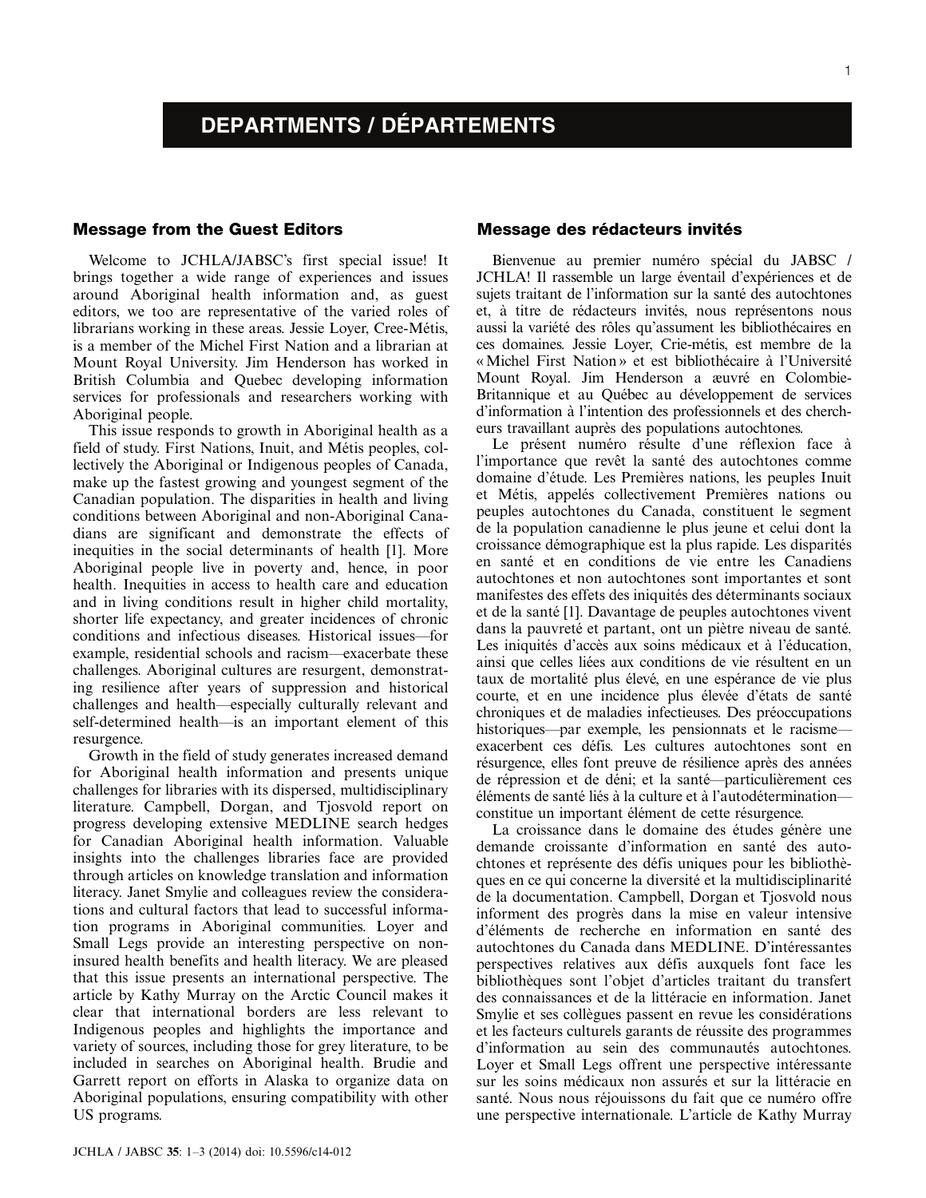# DEPARTMENTS / DÉPARTEMENTS

## Message from the Guest Editors

Welcome to JCHLA/JABSC's first special issue! It brings together a wide range of experiences and issues around Aboriginal health information and, as guest editors, we too are representative of the varied roles of librarians working in these areas. Jessie Loyer, Cree-Métis, is a member of the Michel First Nation and a librarian at Mount Royal University. Jim Henderson has worked in British Columbia and Quebec developing information services for professionals and researchers working with Aboriginal people.

This issue responds to growth in Aboriginal health as a field of study. First Nations, Inuit, and Métis peoples, collectively the Aboriginal or Indigenous peoples of Canada, make up the fastest growing and youngest segment of the Canadian population. The disparities in health and living conditions between Aboriginal and non-Aboriginal Canadians are significant and demonstrate the effects of inequities in the social determinants of health [1]. More Aboriginal people live in poverty and, hence, in poor health. Inequities in access to health care and education and in living conditions result in higher child mortality, shorter life expectancy, and greater incidences of chronic conditions and infectious diseases. Historical issues—for example, residential schools and racism—exacerbate these challenges. Aboriginal cultures are resurgent, demonstrating resilience after years of suppression and historical challenges and health—especially culturally relevant and self-determined health—is an important element of this resurgence.

Growth in the field of study generates increased demand for Aboriginal health information and presents unique challenges for libraries with its dispersed, multidisciplinary literature. Campbell, Dorgan, and Tjosvold report on progress developing extensive MEDLINE search hedges for Canadian Aboriginal health information. Valuable insights into the challenges libraries face are provided through articles on knowledge translation and information literacy. Janet Smylie and colleagues review the considerations and cultural factors that lead to successful information programs in Aboriginal communities. Loyer and Small Legs provide an interesting perspective on non-insured health benefits and health literacy. We are pleased that this issue presents an international perspective. The article by Kathy Murray on the Arctic Council makes it clear that international borders are less relevant to Indigenous peoples and highlights the importance and variety of sources, including those for grey literature, to be included in searches on Aboriginal health. Brudie and Garrett report on efforts in Alaska to organize data on Aboriginal populations, ensuring compatibility with other US programs.

## Message des rédacteurs invités

Bienvenue au premier numéro spécial du JABSC / JCHLA! Il rassemble un large éventail d'expériences et de sujets traitant de l'information sur la santé des autochtones et, à titre de rédacteurs invités, nous représentons nous aussi la variété des rôles qu'assument les bibliothécaires en ces domaines. Jessie Loyer, Crie-métis, est membre de la « Michel First Nation » et est bibliothécaire à l'Université Mount Royal. Jim Henderson a œuvré en Colombie-Britannique et au Québec au développement de services d'information à l'intention des professionnels et des chercheurs travaillant auprès des populations autochtones.

Le présent numéro résulte d'une réflexion face à l'importance que revêt la santé des autochtones comme domaine d'étude. Les Premières nations, les peuples Inuit et Métis, appelés collectivement Premières nations ou peuples autochtones du Canada, constituent le segment de la population canadienne le plus jeune et celui dont la croissance démographique est la plus rapide. Les disparités en santé et en conditions de vie entre les Canadiens autochtones et non autochtones sont importantes et sont manifestes des effets des iniquités des déterminants sociaux et de la santé [1]. Davantage de peuples autochtones vivent dans la pauvreté et partant, ont un piètre niveau de santé. Les iniquités d'accès aux soins médicaux et à l'éducation, ainsi que celles liées aux conditions de vie résultent en un taux de mortalité plus élevé, en une espérance de vie plus courte, et en une incidence plus élevée d'états de santé chroniques et de maladies infectieuses. Des préoccupations historiques—par exemple, les pensionnats et le racisme—exacerbent ces défis. Les cultures autochtones sont en résurgence, elles font preuve de résilience après des années de répression et de déni; et la santé—particulièrement ces éléments de santé liés à la culture et à l'autodétermination—constitue un important élément de cette résurgence.

La croissance dans le domaine des études génère une demande croissante d'information en santé des autochtones et représente des défis uniques pour les bibliothèques en ce qui concerne la diversité et la multidisciplinarité de la documentation. Campbell, Dorgan et Tjosvold nous informent des progrès dans la mise en valeur intensive d'éléments de recherche en information en santé des autochtones du Canada dans MEDLINE. D'intéressantes perspectives relatives aux défis auxquels font face les bibliothèques sont l'objet d'articles traitant du transfert des connaissances et de la littéracie en information. Janet Smylie et ses collègues passent en revue les considérations et les facteurs culturels garants de réussite des programmes d'information au sein des communautés autochtones. Loyer et Small Legs offrent une perspective intéressante sur les soins médicaux non assurés et sur la littéracie en santé. Nous nous réjouissons du fait que ce numéro offre une perspective internationale. L'article de Kathy Murray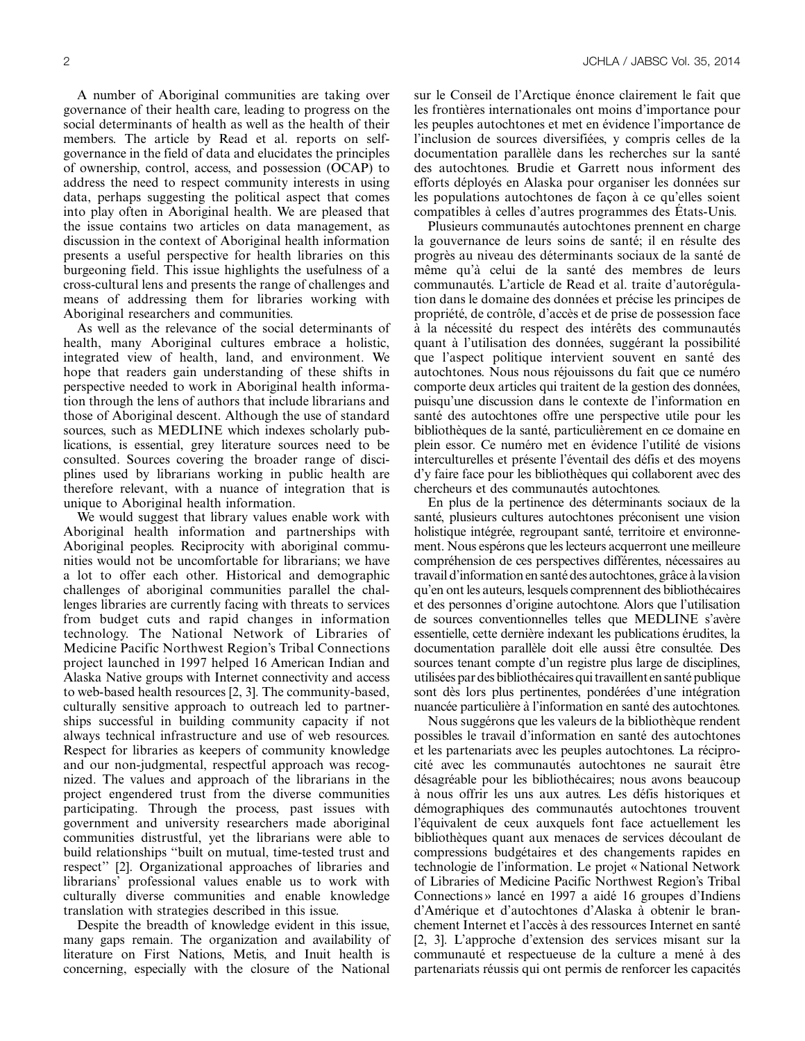A number of Aboriginal communities are taking over governance of their health care, leading to progress on the social determinants of health as well as the health of their members. The article by Read et al. reports on self-governance in the field of data and elucidates the principles of ownership, control, access, and possession (OCAP) to address the need to respect community interests in using data, perhaps suggesting the political aspect that comes into play often in Aboriginal health. We are pleased that the issue contains two articles on data management, as discussion in the context of Aboriginal health information presents a useful perspective for health libraries on this burgeoning field. This issue highlights the usefulness of a cross-cultural lens and presents the range of challenges and means of addressing them for libraries working with Aboriginal researchers and communities.

As well as the relevance of the social determinants of health, many Aboriginal cultures embrace a holistic, integrated view of health, land, and environment. We hope that readers gain understanding of these shifts in perspective needed to work in Aboriginal health information through the lens of authors that include librarians and those of Aboriginal descent. Although the use of standard sources, such as MEDLINE which indexes scholarly publications, is essential, grey literature sources need to be consulted. Sources covering the broader range of disciplines used by librarians working in public health are therefore relevant, with a nuance of integration that is unique to Aboriginal health information.

We would suggest that library values enable work with Aboriginal health information and partnerships with Aboriginal peoples. Reciprocity with aboriginal communities would not be uncomfortable for librarians; we have a lot to offer each other. Historical and demographic challenges of aboriginal communities parallel the challenges libraries are currently facing with threats to services from budget cuts and rapid changes in information technology. The National Network of Libraries of Medicine Pacific Northwest Region's Tribal Connections project launched in 1997 helped 16 American Indian and Alaska Native groups with Internet connectivity and access to web-based health resources [2, 3]. The community-based, culturally sensitive approach to outreach led to partnerships successful in building community capacity if not always technical infrastructure and use of web resources. Respect for libraries as keepers of community knowledge and our non-judgmental, respectful approach was recognized. The values and approach of the librarians in the project engendered trust from the diverse communities participating. Through the process, past issues with government and university researchers made aboriginal communities distrustful, yet the librarians were able to build relationships "built on mutual, time-tested trust and respect" [2]. Organizational approaches of libraries and librarians' professional values enable us to work with culturally diverse communities and enable knowledge translation with strategies described in this issue.

Despite the breadth of knowledge evident in this issue, many gaps remain. The organization and availability of literature on First Nations, Metis, and Inuit health is concerning, especially with the closure of the National

sur le Conseil de l'Arctique énonce clairement le fait que les frontières internationales ont moins d'importance pour les peuples autochtones et met en évidence l'importance de l'inclusion de sources diversifiées, y compris celles de la documentation parallèle dans les recherches sur la santé des autochtones. Brudie et Garrett nous informent des efforts déployés en Alaska pour organiser les données sur les populations autochtones de façon à ce qu'elles soient compatibles à celles d'autres programmes des États-Unis.

Plusieurs communautés autochtones prennent en charge la gouvernance de leurs soins de santé; il en résulte des progrès au niveau des déterminants sociaux de la santé de même qu'à celui de la santé des membres de leurs communautés. L'article de Read et al. traite d'autorégulation dans le domaine des données et précise les principes de propriété, de contrôle, d'accès et de prise de possession face à la nécessité du respect des intérêts des communautés quant à l'utilisation des données, suggérant la possibilité que l'aspect politique intervient souvent en santé des autochtones. Nous nous réjouissons du fait que ce numéro comporte deux articles qui traitent de la gestion des données, puisqu'une discussion dans le contexte de l'information en santé des autochtones offre une perspective utile pour les bibliothèques de la santé, particulièrement en ce domaine en plein essor. Ce numéro met en évidence l'utilité de visions interculturelles et présente l'éventail des défis et des moyens d'y faire face pour les bibliothèques qui collaborent avec des chercheurs et des communautés autochtones.

En plus de la pertinence des déterminants sociaux de la santé, plusieurs cultures autochtones préconisent une vision holistique intégrée, regroupant santé, territoire et environnement. Nous espérons que les lecteurs acquerront une meilleure compréhension de ces perspectives différentes, nécessaires au travail d'information en santé des autochtones, grâce à la vision qu'en ont les auteurs, lesquels comprennent des bibliothécaires et des personnes d'origine autochtone. Alors que l'utilisation de sources conventionnelles telles que MEDLINE s'avère essentielle, cette dernière indexant les publications érudites, la documentation parallèle doit elle aussi être consultée. Des sources tenant compte d'un registre plus large de disciplines, utilisées par des bibliothécaires qui travaillent en santé publique sont dès lors plus pertinentes, pondérées d'une intégration nuancée particulière à l'information en santé des autochtones.

Nous suggérons que les valeurs de la bibliothèque rendent possibles le travail d'information en santé des autochtones et les partenariats avec les peuples autochtones. La réciprocité avec les communautés autochtones ne saurait être désagréable pour les bibliothécaires; nous avons beaucoup à nous offrir les uns aux autres. Les défis historiques et démographiques des communautés autochtones trouvent l'équivalent de ceux auxquels font face actuellement les bibliothèques quant aux menaces de services découlant de compressions budgétaires et des changements rapides en technologie de l'information. Le projet « National Network of Libraries of Medicine Pacific Northwest Region's Tribal Connections » lancé en 1997 a aidé 16 groupes d'Indiens d'Amérique et d'autochtones d'Alaska à obtenir le branchement Internet et l'accès à des ressources Internet en santé [2, 3]. L'approche d'extension des services misant sur la communauté et respectueuse de la culture a mené à des partenariats réussis qui ont permis de renforcer les capacités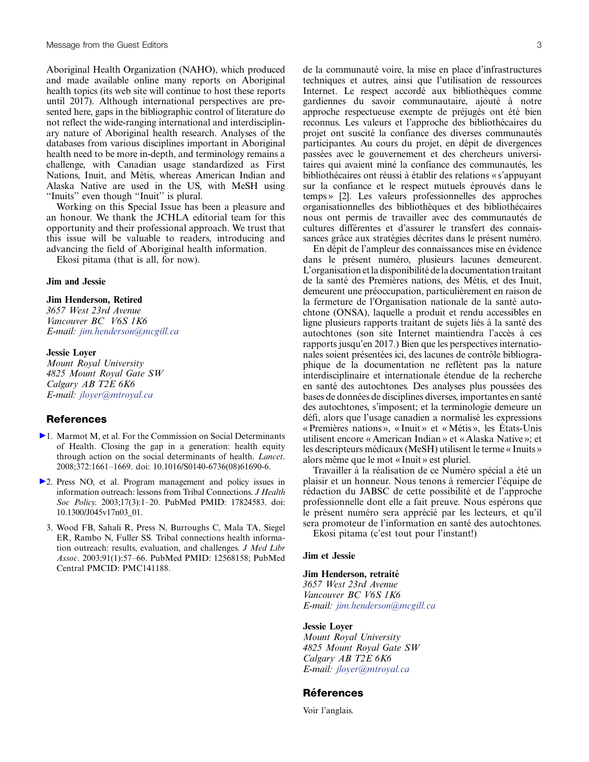Aboriginal Health Organization (NAHO), which produced and made available online many reports on Aboriginal health topics (its web site will continue to host these reports until 2017). Although international perspectives are presented here, gaps in the bibliographic control of literature do not reflect the wide-ranging international and interdisciplinary nature of Aboriginal health research. Analyses of the databases from various disciplines important in Aboriginal health need to be more in-depth, and terminology remains a challenge, with Canadian usage standardized as First Nations, Inuit, and Métis, whereas American Indian and Alaska Native are used in the US, with MeSH using "Inuits" even though "Inuit" is plural.

Working on this Special Issue has been a pleasure and an honour. We thank the JCHLA editorial team for this opportunity and their professional approach. We trust that this issue will be valuable to readers, introducing and advancing the field of Aboriginal health information.

Ekosi pitama (that is all, for now).

**Jim and Jessie**

**Jim Henderson, Retired**
*3657 West 23rd Avenue*
*Vancouver BC V6S 1K6*
*E-mail: jim.henderson@mcgill.ca*

**Jessie Loyer**
*Mount Royal University*
*4825 Mount Royal Gate SW*
*Calgary AB T2E 6K6*
*E-mail: jloyer@mtroyal.ca*

## References

1. Marmot M, et al. For the Commission on Social Determinants of Health. Closing the gap in a generation: health equity through action on the social determinants of health. *Lancet*. 2008;372:1661–1669. doi: 10.1016/S0140-6736(08)61690-6.
2. Press NO, et al. Program management and policy issues in information outreach: lessons from Tribal Connections. *J Health Soc Policy*. 2003;17(3):1–20. PubMed PMID: 17824583. doi: 10.1300/J045v17n03_01.
3. Wood FB, Sahali R, Press N, Burroughs C, Mala TA, Siegel ER, Rambo N, Fuller SS. Tribal connections health information outreach: results, evaluation, and challenges. *J Med Libr Assoc*. 2003;91(1):57–66. PubMed PMID: 12568158; PubMed Central PMCID: PMC141188.

de la communauté voire, la mise en place d'infrastructures techniques et autres, ainsi que l'utilisation de ressources Internet. Le respect accordé aux bibliothèques comme gardiennes du savoir communautaire, ajouté à notre approche respectueuse exempte de préjugés ont été bien reconnus. Les valeurs et l'approche des bibliothécaires du projet ont suscité la confiance des diverses communautés participantes. Au cours du projet, en dépit de divergences passées avec le gouvernement et des chercheurs universitaires qui avaient miné la confiance des communautés, les bibliothécaires ont réussi à établir des relations « s'appuyant sur la confiance et le respect mutuels éprouvés dans le temps » [2]. Les valeurs professionnelles des approches organisationnelles des bibliothèques et des bibliothécaires nous ont permis de travailler avec des communautés de cultures différentes et d'assurer le transfert des connaissances grâce aux stratégies décrites dans le présent numéro.

En dépit de l'ampleur des connaissances mise en évidence dans le présent numéro, plusieurs lacunes demeurent. L'organisation et la disponibilité de la documentation traitant de la santé des Premières nations, des Métis, et des Inuit, demeurent une préoccupation, particulièrement en raison de la fermeture de l'Organisation nationale de la santé autochtone (ONSA), laquelle a produit et rendu accessibles en ligne plusieurs rapports traitant de sujets liés à la santé des autochtones (son site Internet maintiendra l'accès à ces rapports jusqu'en 2017.) Bien que les perspectives internationales soient présentées ici, des lacunes de contrôle bibliographique de la documentation ne reflètent pas la nature interdisciplinaire et internationale étendue de la recherche en santé des autochtones. Des analyses plus poussées des bases de données de disciplines diverses, importantes en santé des autochtones, s'imposent; et la terminologie demeure un défi, alors que l'usage canadien a normalisé les expressions « Premières nations », « Inuit » et « Métis », les États-Unis utilisent encore « American Indian » et « Alaska Native »; et les descripteurs médicaux (MeSH) utilisent le terme « Inuits » alors même que le mot « Inuit » est pluriel.

Travailler à la réalisation de ce Numéro spécial a été un plaisir et un honneur. Nous tenons à remercier l'équipe de rédaction du JABSC de cette possibilité et de l'approche professionnelle dont elle a fait preuve. Nous espérons que le présent numéro sera apprécié par les lecteurs, et qu'il sera promoteur de l'information en santé des autochtones.

Ekosi pitama (c'est tout pour l'instant!)

**Jim et Jessie**

**Jim Henderson, retraité**
*3657 West 23rd Avenue*
*Vancouver BC V6S 1K6*
*E-mail: jim.henderson@mcgill.ca*

**Jessie Loyer**
*Mount Royal University*
*4825 Mount Royal Gate SW*
*Calgary AB T2E 6K6*
*E-mail: jloyer@mtroyal.ca*

## Références

Voir l'anglais.